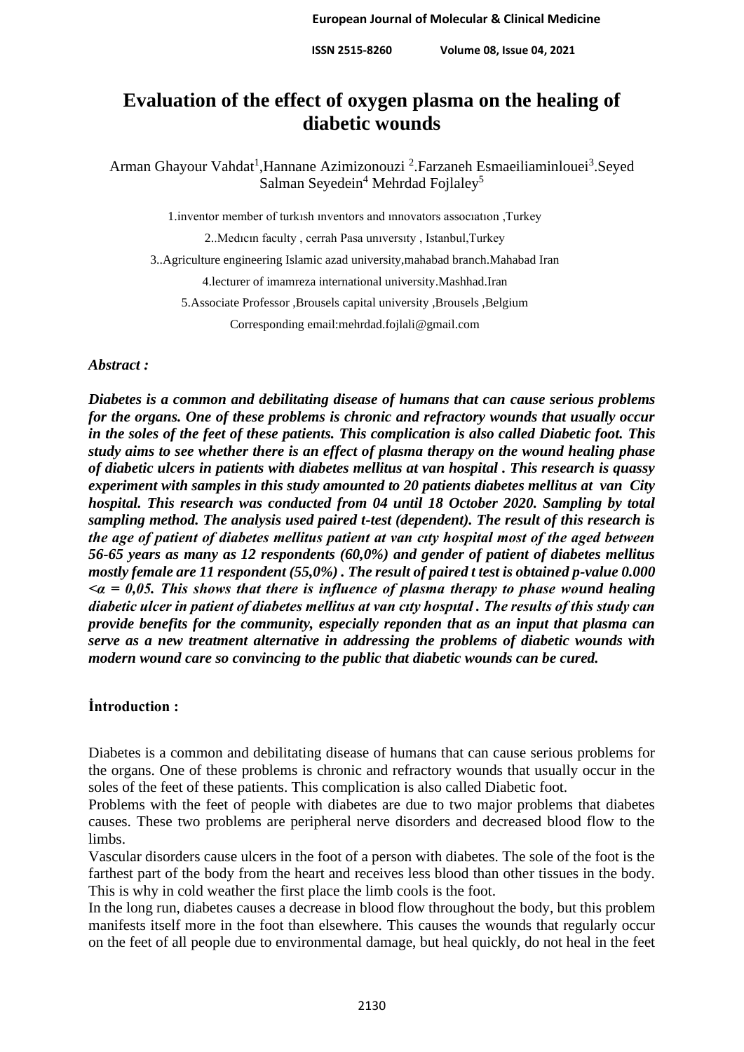# Evaluation of the effect of oxygen plasma on the healing of diabetic wounds

Arman Ghayour Vahdat[1],Hannane Azimizonouzi [2].Farzaneh Esmaeiliaminlouei[3].Seyed Salman Seyedein[4] Mehrdad Fojlaley[5]

1.inventor member of turkısh ınventors and ınnovators assocıatıon ,Turkey

2..Medıcın faculty , cerrah Pasa unıversıty , Istanbul,Turkey

3..Agriculture engineering Islamic azad university,mahabad branch.Mahabad Iran

4.lecturer of imamreza international university.Mashhad.Iran

5.Associate Professor ,Brousels capital university ,Brousels ,Belgium

Corresponding email:mehrdad.fojlali@gmail.com

***Abstract :***

***Diabetes is a common and debilitating disease of humans that can cause serious problems for the organs. One of these problems is chronic and refractory wounds that usually occur in the soles of the feet of these patients. This complication is also called Diabetic foot. This study aims to see whether there is an effect of plasma therapy on the wound healing phase of diabetic ulcers in patients with diabetes mellitus at van hospital . This research is quassy experiment with samples in this study amounted to 20 patients diabetes mellitus at van City hospital. This research was conducted from 04 until 18 October 2020. Sampling by total sampling method. The analysis used paired t-test (dependent). The result of this research is the age of patient of diabetes mellitus patient at van cıty hospital most of the aged between 56-65 years as many as 12 respondents (60,0%) and gender of patient of diabetes mellitus mostly female are 11 respondent (55,0%) . The result of paired t test is obtained p-value 0.000 <α = 0,05. This shows that there is influence of plasma therapy to phase wound healing diabetic ulcer in patient of diabetes mellitus at van cıty hospıtal . The results of this study can provide benefits for the community, especially reponden that as an input that plasma can serve as a new treatment alternative in addressing the problems of diabetic wounds with modern wound care so convincing to the public that diabetic wounds can be cured.***

## İntroduction :

Diabetes is a common and debilitating disease of humans that can cause serious problems for the organs. One of these problems is chronic and refractory wounds that usually occur in the soles of the feet of these patients. This complication is also called Diabetic foot.

Problems with the feet of people with diabetes are due to two major problems that diabetes causes. These two problems are peripheral nerve disorders and decreased blood flow to the limbs.

Vascular disorders cause ulcers in the foot of a person with diabetes. The sole of the foot is the farthest part of the body from the heart and receives less blood than other tissues in the body. This is why in cold weather the first place the limb cools is the foot.

In the long run, diabetes causes a decrease in blood flow throughout the body, but this problem manifests itself more in the foot than elsewhere. This causes the wounds that regularly occur on the feet of all people due to environmental damage, but heal quickly, do not heal in the feet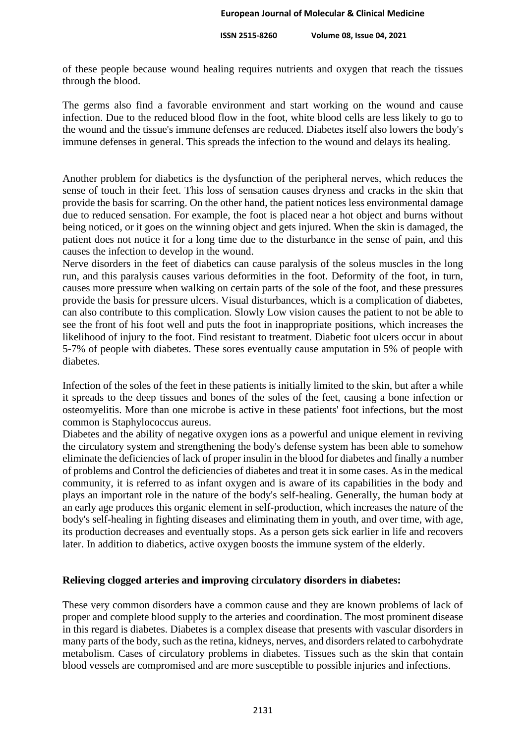of these people because wound healing requires nutrients and oxygen that reach the tissues through the blood.

The germs also find a favorable environment and start working on the wound and cause infection. Due to the reduced blood flow in the foot, white blood cells are less likely to go to the wound and the tissue's immune defenses are reduced. Diabetes itself also lowers the body's immune defenses in general. This spreads the infection to the wound and delays its healing.

Another problem for diabetics is the dysfunction of the peripheral nerves, which reduces the sense of touch in their feet. This loss of sensation causes dryness and cracks in the skin that provide the basis for scarring. On the other hand, the patient notices less environmental damage due to reduced sensation. For example, the foot is placed near a hot object and burns without being noticed, or it goes on the winning object and gets injured. When the skin is damaged, the patient does not notice it for a long time due to the disturbance in the sense of pain, and this causes the infection to develop in the wound.

Nerve disorders in the feet of diabetics can cause paralysis of the soleus muscles in the long run, and this paralysis causes various deformities in the foot. Deformity of the foot, in turn, causes more pressure when walking on certain parts of the sole of the foot, and these pressures provide the basis for pressure ulcers. Visual disturbances, which is a complication of diabetes, can also contribute to this complication. Slowly Low vision causes the patient to not be able to see the front of his foot well and puts the foot in inappropriate positions, which increases the likelihood of injury to the foot. Find resistant to treatment. Diabetic foot ulcers occur in about 5-7% of people with diabetes. These sores eventually cause amputation in 5% of people with diabetes.

Infection of the soles of the feet in these patients is initially limited to the skin, but after a while it spreads to the deep tissues and bones of the soles of the feet, causing a bone infection or osteomyelitis. More than one microbe is active in these patients' foot infections, but the most common is Staphylococcus aureus.

Diabetes and the ability of negative oxygen ions as a powerful and unique element in reviving the circulatory system and strengthening the body's defense system has been able to somehow eliminate the deficiencies of lack of proper insulin in the blood for diabetes and finally a number of problems and Control the deficiencies of diabetes and treat it in some cases. As in the medical community, it is referred to as infant oxygen and is aware of its capabilities in the body and plays an important role in the nature of the body's self-healing. Generally, the human body at an early age produces this organic element in self-production, which increases the nature of the body's self-healing in fighting diseases and eliminating them in youth, and over time, with age, its production decreases and eventually stops. As a person gets sick earlier in life and recovers later. In addition to diabetics, active oxygen boosts the immune system of the elderly.

**Relieving clogged arteries and improving circulatory disorders in diabetes:**

These very common disorders have a common cause and they are known problems of lack of proper and complete blood supply to the arteries and coordination. The most prominent disease in this regard is diabetes. Diabetes is a complex disease that presents with vascular disorders in many parts of the body, such as the retina, kidneys, nerves, and disorders related to carbohydrate metabolism. Cases of circulatory problems in diabetes. Tissues such as the skin that contain blood vessels are compromised and are more susceptible to possible injuries and infections.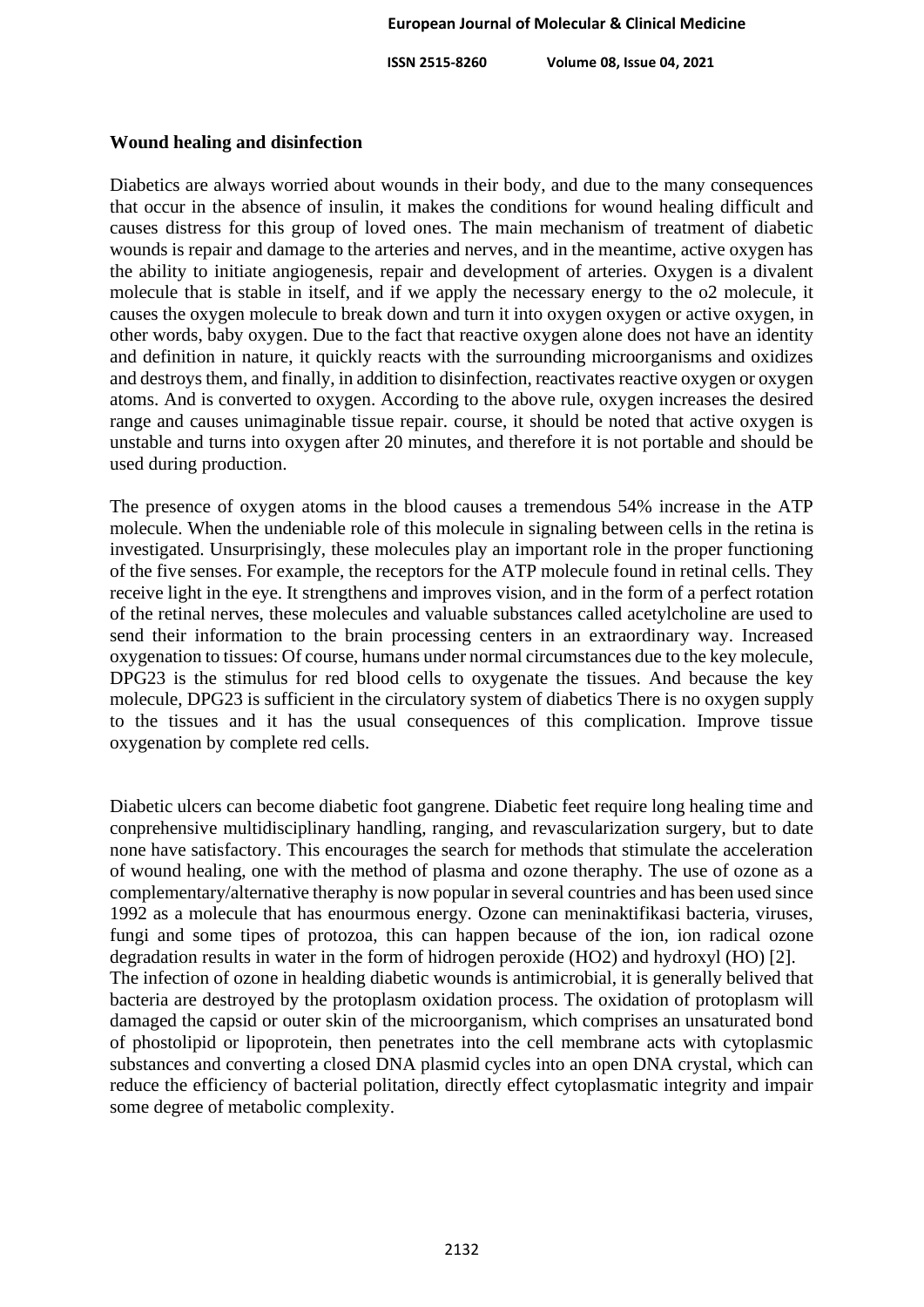**Wound healing and disinfection**

Diabetics are always worried about wounds in their body, and due to the many consequences that occur in the absence of insulin, it makes the conditions for wound healing difficult and causes distress for this group of loved ones. The main mechanism of treatment of diabetic wounds is repair and damage to the arteries and nerves, and in the meantime, active oxygen has the ability to initiate angiogenesis, repair and development of arteries. Oxygen is a divalent molecule that is stable in itself, and if we apply the necessary energy to the o2 molecule, it causes the oxygen molecule to break down and turn it into oxygen oxygen or active oxygen, in other words, baby oxygen. Due to the fact that reactive oxygen alone does not have an identity and definition in nature, it quickly reacts with the surrounding microorganisms and oxidizes and destroys them, and finally, in addition to disinfection, reactivates reactive oxygen or oxygen atoms. And is converted to oxygen. According to the above rule, oxygen increases the desired range and causes unimaginable tissue repair. course, it should be noted that active oxygen is unstable and turns into oxygen after 20 minutes, and therefore it is not portable and should be used during production.

The presence of oxygen atoms in the blood causes a tremendous 54% increase in the ATP molecule. When the undeniable role of this molecule in signaling between cells in the retina is investigated. Unsurprisingly, these molecules play an important role in the proper functioning of the five senses. For example, the receptors for the ATP molecule found in retinal cells. They receive light in the eye. It strengthens and improves vision, and in the form of a perfect rotation of the retinal nerves, these molecules and valuable substances called acetylcholine are used to send their information to the brain processing centers in an extraordinary way. Increased oxygenation to tissues: Of course, humans under normal circumstances due to the key molecule, DPG23 is the stimulus for red blood cells to oxygenate the tissues. And because the key molecule, DPG23 is sufficient in the circulatory system of diabetics There is no oxygen supply to the tissues and it has the usual consequences of this complication. Improve tissue oxygenation by complete red cells.

Diabetic ulcers can become diabetic foot gangrene. Diabetic feet require long healing time and conprehensive multidisciplinary handling, ranging, and revascularization surgery, but to date none have satisfactory. This encourages the search for methods that stimulate the acceleration of wound healing, one with the method of plasma and ozone theraphy. The use of ozone as a complementary/alternative theraphy is now popular in several countries and has been used since 1992 as a molecule that has enourmous energy. Ozone can meninaktifikasi bacteria, viruses, fungi and some tipes of protozoa, this can happen because of the ion, ion radical ozone degradation results in water in the form of hydrogen peroxide (HO2) and hydroxyl (HO) [2].
The infection of ozone in healding diabetic wounds is antimicrobial, it is generally belived that bacteria are destroyed by the protoplasm oxidation process. The oxidation of protoplasm will damaged the capsid or outer skin of the microorganism, which comprises an unsaturated bond of phostolipid or lipoprotein, then penetrates into the cell membrane acts with cytoplasmic substances and converting a closed DNA plasmid cycles into an open DNA crystal, which can reduce the efficiency of bacterial politation, directly effect cytoplasmatic integrity and impair some degree of metabolic complexity.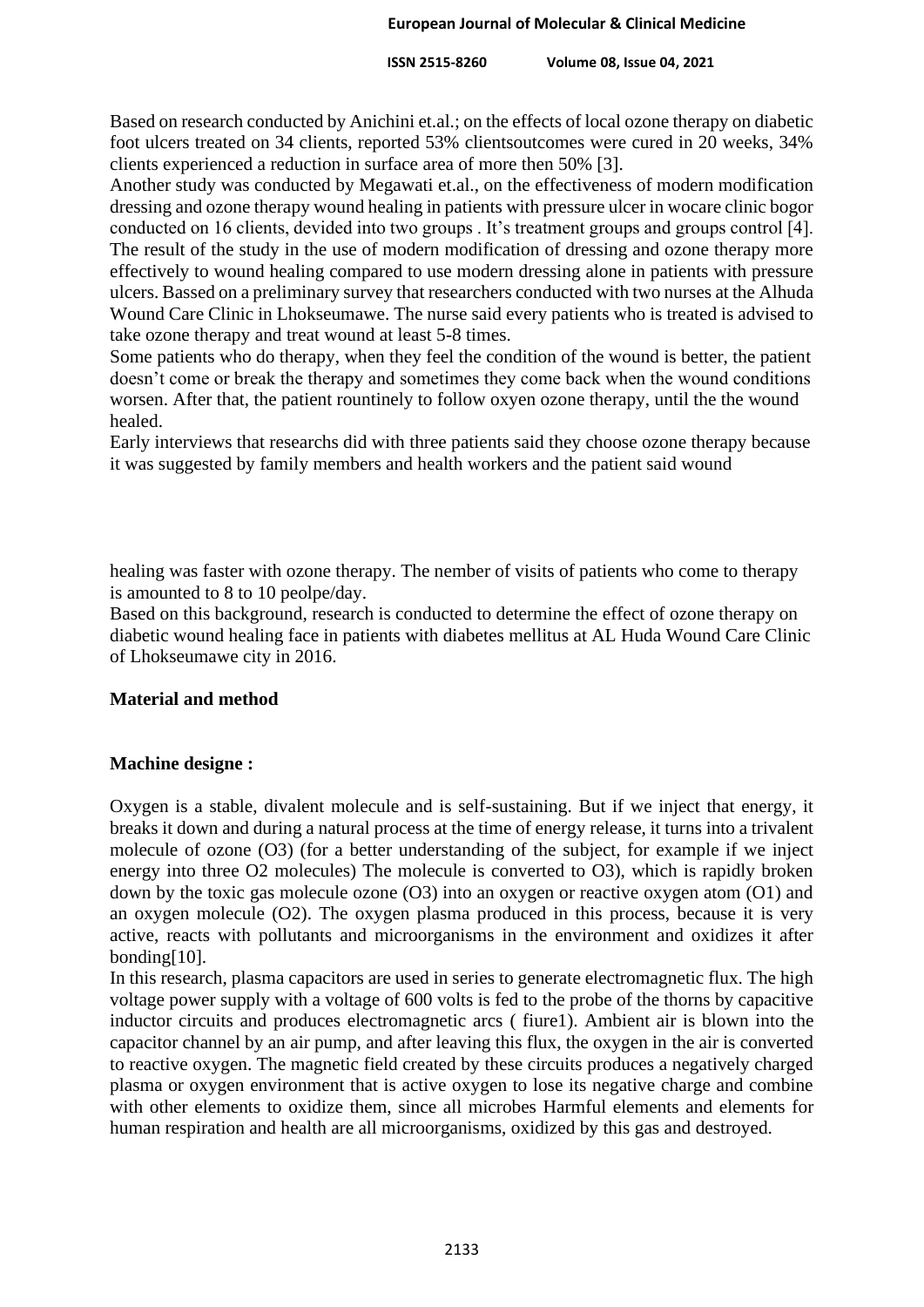Based on research conducted by Anichini et.al.; on the effects of local ozone therapy on diabetic foot ulcers treated on 34 clients, reported 53% clientsoutcomes were cured in 20 weeks, 34% clients experienced a reduction in surface area of more then 50% [3].

Another study was conducted by Megawati et.al., on the effectiveness of modern modification dressing and ozone therapy wound healing in patients with pressure ulcer in wocare clinic bogor conducted on 16 clients, devided into two groups . It's treatment groups and groups control [4]. The result of the study in the use of modern modification of dressing and ozone therapy more effectively to wound healing compared to use modern dressing alone in patients with pressure ulcers. Bassed on a preliminary survey that researchers conducted with two nurses at the Alhuda Wound Care Clinic in Lhokseumawe. The nurse said every patients who is treated is advised to take ozone therapy and treat wound at least 5-8 times.

Some patients who do therapy, when they feel the condition of the wound is better, the patient doesn't come or break the therapy and sometimes they come back when the wound conditions worsen. After that, the patient rountinely to follow oxyen ozone therapy, until the the wound healed.

Early interviews that researchs did with three patients said they choose ozone therapy because it was suggested by family members and health workers and the patient said wound healing was faster with ozone therapy. The nember of visits of patients who come to therapy is amounted to 8 to 10 peolpe/day.

Based on this background, research is conducted to determine the effect of ozone therapy on diabetic wound healing face in patients with diabetes mellitus at AL Huda Wound Care Clinic of Lhokseumawe city in 2016.

## Material and method

### Machine designe :

Oxygen is a stable, divalent molecule and is self-sustaining. But if we inject that energy, it breaks it down and during a natural process at the time of energy release, it turns into a trivalent molecule of ozone ($O_3$) (for a better understanding of the subject, for example if we inject energy into three $O_2$ molecules) The molecule is converted to $O_3$), which is rapidly broken down by the toxic gas molecule ozone ($O_3$) into an oxygen or reactive oxygen atom ($O_1$) and an oxygen molecule ($O_2$). The oxygen plasma produced in this process, because it is very active, reacts with pollutants and microorganisms in the environment and oxidizes it after bonding[10].

In this research, plasma capacitors are used in series to generate electromagnetic flux. The high voltage power supply with a voltage of 600 volts is fed to the probe of the thorns by capacitive inductor circuits and produces electromagnetic arcs ( fiure1). Ambient air is blown into the capacitor channel by an air pump, and after leaving this flux, the oxygen in the air is converted to reactive oxygen. The magnetic field created by these circuits produces a negatively charged plasma or oxygen environment that is active oxygen to lose its negative charge and combine with other elements to oxidize them, since all microbes Harmful elements and elements for human respiration and health are all microorganisms, oxidized by this gas and destroyed.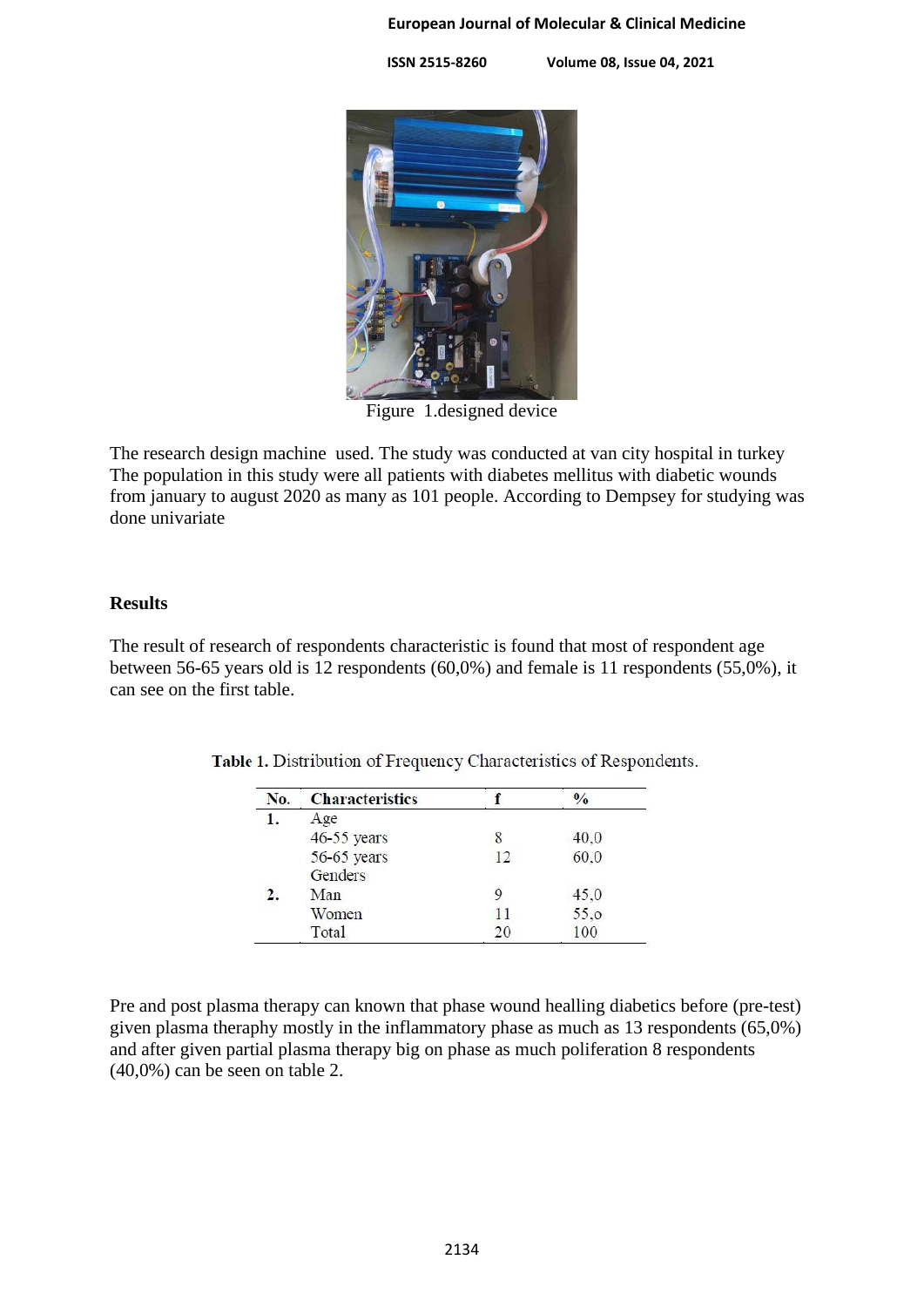Figure 1.designed device

The research design machine used. The study was conducted at van city hospital in turkey The population in this study were all patients with diabetes mellitus with diabetic wounds from january to august 2020 as many as 101 people. According to Dempsey for studying was done univariate

**Results**

The result of research of respondents characteristic is found that most of respondent age between 56-65 years old is 12 respondents (60,0%) and female is 11 respondents (55,0%), it can see on the first table.

**Table 1.** Distribution of Frequency Characteristics of Respondents.

| No. | Characteristics | f | % |
|---|---|---|---|
| 1. | Age | | |
| | 46-55 years | 8 | 40,0 |
| | 56-65 years | 12 | 60,0 |
| | Genders | | |
| 2. | Man | 9 | 45,0 |
| | Women | 11 | 55,o |
| | Total | 20 | 100 |

Pre and post plasma therapy can known that phase wound healling diabetics before (pre-test) given plasma theraphy mostly in the inflammatory phase as much as 13 respondents (65,0%) and after given partial plasma therapy big on phase as much poliferation 8 respondents (40,0%) can be seen on table 2.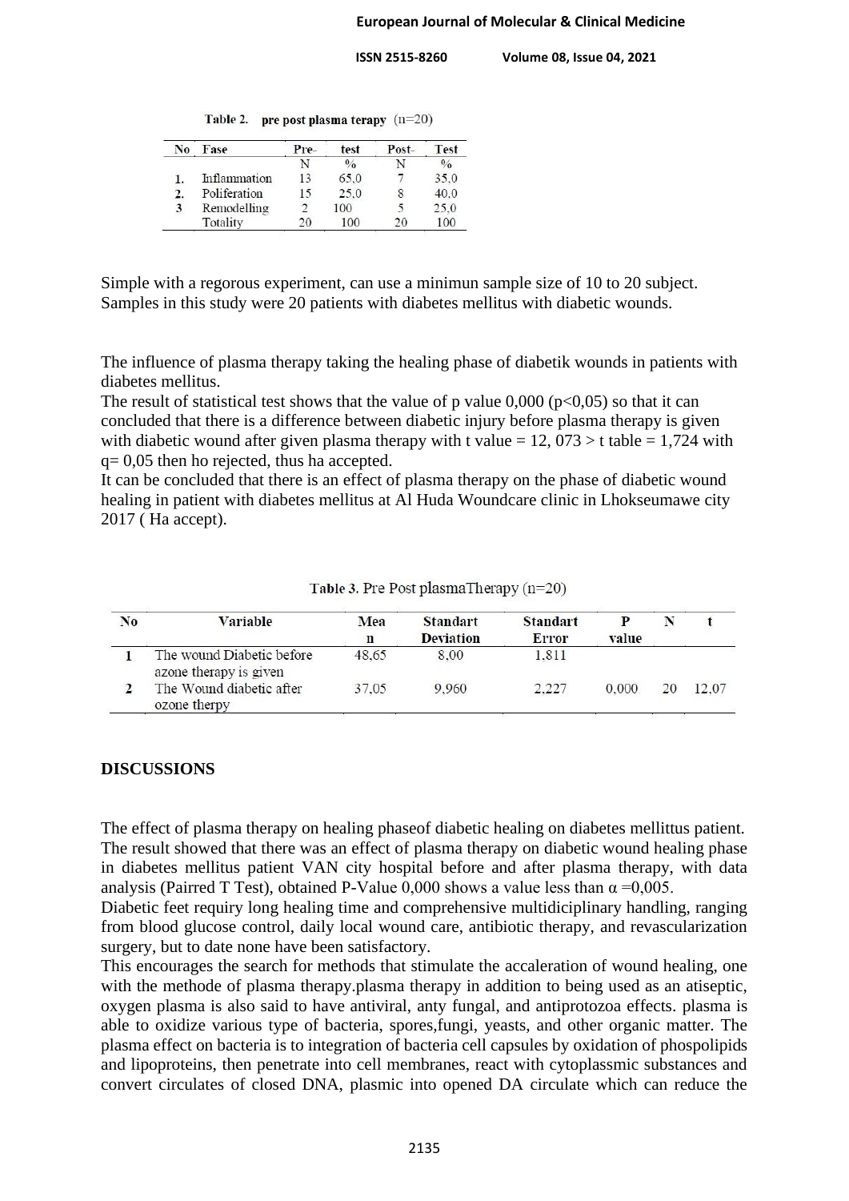Table 2. **pre post plasma terapy** (n=20)

| No | Fase | Pre- | test | Post- | Test |
|---|---|---|---|---|---|
| | | N | % | N | % |
| 1. | Inflammation | 13 | 65,0 | 7 | 35,0 |
| 2. | Poliferation | 15 | 25,0 | 8 | 40,0 |
| 3 | Remodelling | 2 | 100 | 5 | 25,0 |
| | Totality | 20 | 100 | 20 | 100 |

Simple with a regorous experiment, can use a minimun sample size of 10 to 20 subject. Samples in this study were 20 patients with diabetes mellitus with diabetic wounds.

The influence of plasma therapy taking the healing phase of diabetik wounds in patients with diabetes mellitus.
The result of statistical test shows that the value of p value 0,000 (p<0,05) so that it can concluded that there is a difference between diabetic injury before plasma therapy is given with diabetic wound after given plasma therapy with t value = 12, 073 > t table = 1,724 with q= 0,05 then ho rejected, thus ha accepted.
It can be concluded that there is an effect of plasma therapy on the phase of diabetic wound healing in patient with diabetes mellitus at Al Huda Woundcare clinic in Lhokseumawe city 2017 ( Ha accept).

Table 3. Pre Post plasmaTherapy (n=20)

| No | Variable | Mean | Standart Deviation | Standart Error | P value | N | t |
|---|---|---|---|---|---|---|---|
| 1 | The wound Diabetic before azone therapy is given | 48,65 | 8,00 | 1,811 | | | |
| 2 | The Wound diabetic after ozone therpy | 37,05 | 9,960 | 2,227 | 0,000 | 20 | 12,07 |

**DISCUSSIONS**

The effect of plasma therapy on healing phaseof diabetic healing on diabetes mellittus patient. The result showed that there was an effect of plasma therapy on diabetic wound healing phase in diabetes mellitus patient VAN city hospital before and after plasma therapy, with data analysis (Pairred T Test), obtained P-Value 0,000 shows a value less than α =0,005.
Diabetic feet requiry long healing time and comprehensive multidiciplinary handling, ranging from blood glucose control, daily local wound care, antibiotic therapy, and revascularization surgery, but to date none have been satisfactory.
This encourages the search for methods that stimulate the accaleration of wound healing, one with the methode of plasma therapy.plasma therapy in addition to being used as an atiseptic, oxygen plasma is also said to have antiviral, anty fungal, and antiprotozoa effects. plasma is able to oxidize various type of bacteria, spores,fungi, yeasts, and other organic matter. The plasma effect on bacteria is to integration of bacteria cell capsules by oxidation of phospolipids and lipoproteins, then penetrate into cell membranes, react with cytoplassmic substances and convert circulates of closed DNA, plasmic into opened DA circulate which can reduce the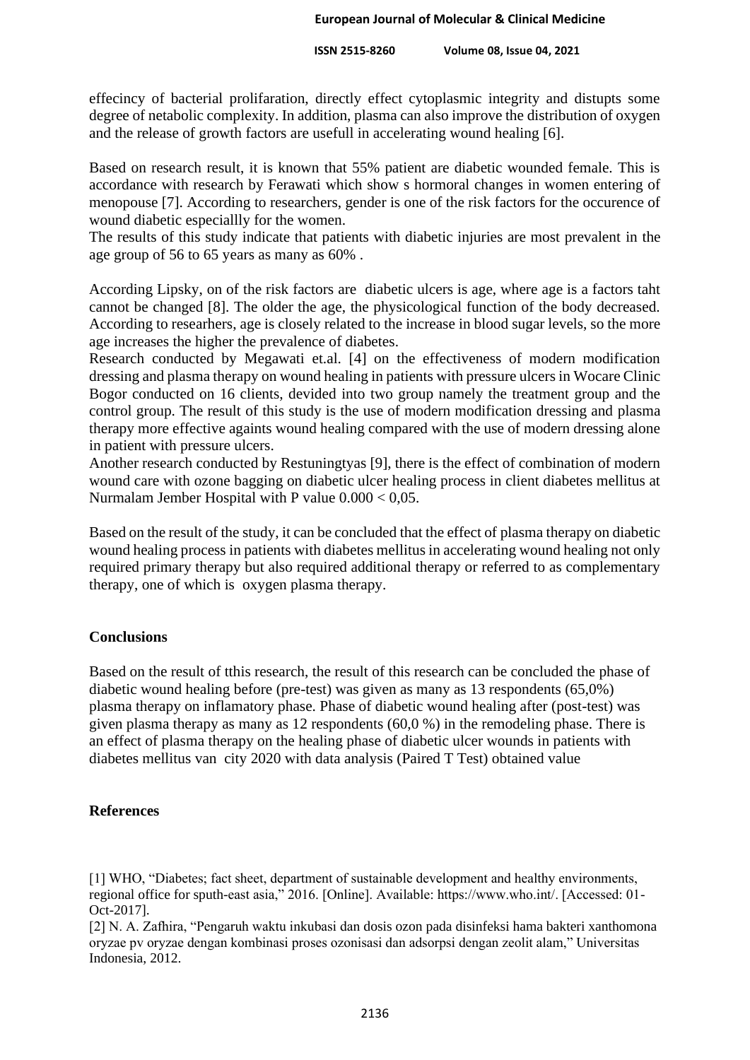effecincy of bacterial prolifaration, directly effect cytoplasmic integrity and distupts some degree of netabolic complexity. In addition, plasma can also improve the distribution of oxygen and the release of growth factors are usefull in accelerating wound healing [6].

Based on research result, it is known that 55% patient are diabetic wounded female. This is accordance with research by Ferawati which show s hormoral changes in women entering of menopouse [7]. According to researchers, gender is one of the risk factors for the occurence of wound diabetic especiallly for the women.
The results of this study indicate that patients with diabetic injuries are most prevalent in the age group of 56 to 65 years as many as 60% .

According Lipsky, on of the risk factors are diabetic ulcers is age, where age is a factors taht cannot be changed [8]. The older the age, the physicological function of the body decreased. According to researhers, age is closely related to the increase in blood sugar levels, so the more age increases the higher the prevalence of diabetes.
Research conducted by Megawati et.al. [4] on the effectiveness of modern modification dressing and plasma therapy on wound healing in patients with pressure ulcers in Wocare Clinic Bogor conducted on 16 clients, devided into two group namely the treatment group and the control group. The result of this study is the use of modern modification dressing and plasma therapy more effective againts wound healing compared with the use of modern dressing alone in patient with pressure ulcers.
Another research conducted by Restuningtyas [9], there is the effect of combination of modern wound care with ozone bagging on diabetic ulcer healing process in client diabetes mellitus at Nurmalam Jember Hospital with P value $0.000 < 0,05$.

Based on the result of the study, it can be concluded that the effect of plasma therapy on diabetic wound healing process in patients with diabetes mellitus in accelerating wound healing not only required primary therapy but also required additional therapy or referred to as complementary therapy, one of which is oxygen plasma therapy.

## Conclusions

Based on the result of tthis research, the result of this research can be concluded the phase of diabetic wound healing before (pre-test) was given as many as 13 respondents (65,0%) plasma therapy on inflamatory phase. Phase of diabetic wound healing after (post-test) was given plasma therapy as many as 12 respondents (60,0 %) in the remodeling phase. There is an effect of plasma therapy on the healing phase of diabetic ulcer wounds in patients with diabetes mellitus van city 2020 with data analysis (Paired T Test) obtained value

## References

[1] WHO, "Diabetes; fact sheet, department of sustainable development and healthy environments, regional office for sputh-east asia," 2016. [Online]. Available: https://www.who.int/. [Accessed: 01-Oct-2017].

[2] N. A. Zafhira, "Pengaruh waktu inkubasi dan dosis ozon pada disinfeksi hama bakteri xanthomona oryzae pv oryzae dengan kombinasi proses ozonisasi dan adsorpsi dengan zeolit alam," Universitas Indonesia, 2012.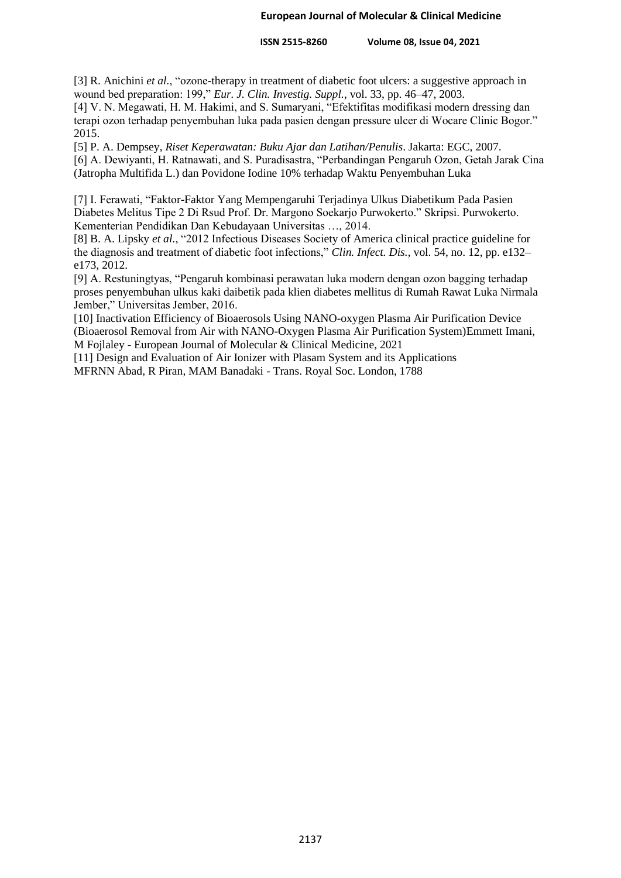[3] R. Anichini *et al*., "ozone-therapy in treatment of diabetic foot ulcers: a suggestive approach in wound bed preparation: 199," *Eur. J. Clin. Investig. Suppl.*, vol. 33, pp. 46–47, 2003.

[4] V. N. Megawati, H. M. Hakimi, and S. Sumaryani, "Efektifitas modifikasi modern dressing dan terapi ozon terhadap penyembuhan luka pada pasien dengan pressure ulcer di Wocare Clinic Bogor." 2015.

[5] P. A. Dempsey, *Riset Keperawatan: Buku Ajar dan Latihan/Penulis*. Jakarta: EGC, 2007.

[6] A. Dewiyanti, H. Ratnawati, and S. Puradisastra, "Perbandingan Pengaruh Ozon, Getah Jarak Cina (Jatropha Multifida L.) dan Povidone Iodine 10% terhadap Waktu Penyembuhan Luka

[7] I. Ferawati, "Faktor-Faktor Yang Mempengaruhi Terjadinya Ulkus Diabetikum Pada Pasien Diabetes Melitus Tipe 2 Di Rsud Prof. Dr. Margono Soekarjo Purwokerto." Skripsi. Purwokerto. Kementerian Pendidikan Dan Kebudayaan Universitas …, 2014.

[8] B. A. Lipsky *et al.*, "2012 Infectious Diseases Society of America clinical practice guideline for the diagnosis and treatment of diabetic foot infections," *Clin. Infect. Dis.*, vol. 54, no. 12, pp. e132–e173, 2012.

[9] A. Restuningtyas, "Pengaruh kombinasi perawatan luka modern dengan ozon bagging terhadap proses penyembuhan ulkus kaki daibetik pada klien diabetes mellitus di Rumah Rawat Luka Nirmala Jember," Universitas Jember, 2016.

[10] Inactivation Efficiency of Bioaerosols Using NANO-oxygen Plasma Air Purification Device (Bioaerosol Removal from Air with NANO-Oxygen Plasma Air Purification System)Emmett Imani, M Fojlaley - European Journal of Molecular & Clinical Medicine, 2021

[11] Design and Evaluation of Air Ionizer with Plasam System and its Applications
MFRNN Abad, R Piran, MAM Banadaki - Trans. Royal Soc. London, 1788